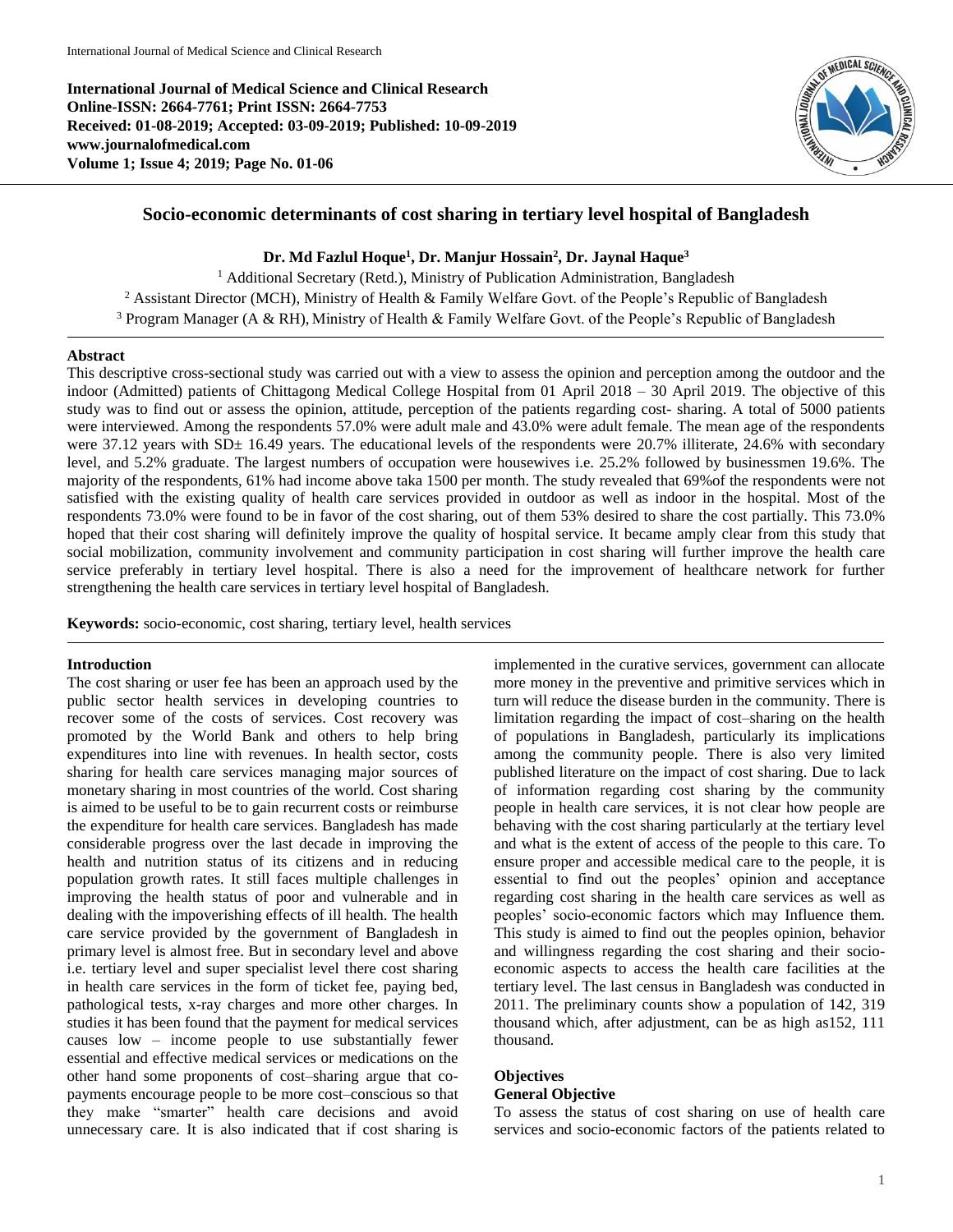International Journal of Medical Science and Clinical Research
Online-ISSN: 2664-7761; Print ISSN: 2664-7753
Received: 01-08-2019; Accepted: 03-09-2019; Published: 10-09-2019
www.journalofmedical.com
Volume 1; Issue 4; 2019; Page No. 01-06

# Socio-economic determinants of cost sharing in tertiary level hospital of Bangladesh

**Dr. Md Fazlul Hoque[1], Dr. Manjur Hossain[2], Dr. Jaynal Haque[3]**

[1] Additional Secretary (Retd.), Ministry of Publication Administration, Bangladesh
[2] Assistant Director (MCH), Ministry of Health & Family Welfare Govt. of the People's Republic of Bangladesh
[3] Program Manager (A & RH), Ministry of Health & Family Welfare Govt. of the People's Republic of Bangladesh

## Abstract

This descriptive cross-sectional study was carried out with a view to assess the opinion and perception among the outdoor and the indoor (Admitted) patients of Chittagong Medical College Hospital from 01 April 2018 – 30 April 2019. The objective of this study was to find out or assess the opinion, attitude, perception of the patients regarding cost- sharing. A total of 5000 patients were interviewed. Among the respondents 57.0% were adult male and 43.0% were adult female. The mean age of the respondents were 37.12 years with SD± 16.49 years. The educational levels of the respondents were 20.7% illiterate, 24.6% with secondary level, and 5.2% graduate. The largest numbers of occupation were housewives i.e. 25.2% followed by businessmen 19.6%. The majority of the respondents, 61% had income above taka 1500 per month. The study revealed that 69%of the respondents were not satisfied with the existing quality of health care services provided in outdoor as well as indoor in the hospital. Most of the respondents 73.0% were found to be in favor of the cost sharing, out of them 53% desired to share the cost partially. This 73.0% hoped that their cost sharing will definitely improve the quality of hospital service. It became amply clear from this study that social mobilization, community involvement and community participation in cost sharing will further improve the health care service preferably in tertiary level hospital. There is also a need for the improvement of healthcare network for further strengthening the health care services in tertiary level hospital of Bangladesh.

**Keywords:** socio-economic, cost sharing, tertiary level, health services

## Introduction

The cost sharing or user fee has been an approach used by the public sector health services in developing countries to recover some of the costs of services. Cost recovery was promoted by the World Bank and others to help bring expenditures into line with revenues. In health sector, costs sharing for health care services managing major sources of monetary sharing in most countries of the world. Cost sharing is aimed to be useful to be to gain recurrent costs or reimburse the expenditure for health care services. Bangladesh has made considerable progress over the last decade in improving the health and nutrition status of its citizens and in reducing population growth rates. It still faces multiple challenges in improving the health status of poor and vulnerable and in dealing with the impoverishing effects of ill health. The health care service provided by the government of Bangladesh in primary level is almost free. But in secondary level and above i.e. tertiary level and super specialist level there cost sharing in health care services in the form of ticket fee, paying bed, pathological tests, x-ray charges and more other charges. In studies it has been found that the payment for medical services causes low – income people to use substantially fewer essential and effective medical services or medications on the other hand some proponents of cost–sharing argue that co-payments encourage people to be more cost–conscious so that they make "smarter" health care decisions and avoid unnecessary care. It is also indicated that if cost sharing is implemented in the curative services, government can allocate more money in the preventive and primitive services which in turn will reduce the disease burden in the community. There is limitation regarding the impact of cost–sharing on the health of populations in Bangladesh, particularly its implications among the community people. There is also very limited published literature on the impact of cost sharing. Due to lack of information regarding cost sharing by the community people in health care services, it is not clear how people are behaving with the cost sharing particularly at the tertiary level and what is the extent of access of the people to this care. To ensure proper and accessible medical care to the people, it is essential to find out the peoples' opinion and acceptance regarding cost sharing in the health care services as well as peoples' socio-economic factors which may Influence them. This study is aimed to find out the peoples opinion, behavior and willingness regarding the cost sharing and their socio-economic aspects to access the health care facilities at the tertiary level. The last census in Bangladesh was conducted in 2011. The preliminary counts show a population of 142, 319 thousand which, after adjustment, can be as high as152, 111 thousand.

## Objectives

### General Objective

To assess the status of cost sharing on use of health care services and socio-economic factors of the patients related to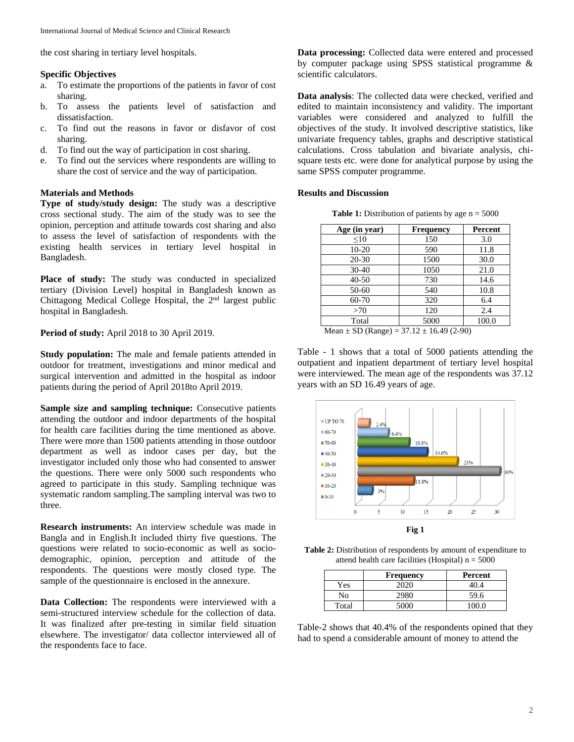the cost sharing in tertiary level hospitals.

**Specific Objectives**

a. To estimate the proportions of the patients in favor of cost sharing.
b. To assess the patients level of satisfaction and dissatisfaction.
c. To find out the reasons in favor or disfavor of cost sharing.
d. To find out the way of participation in cost sharing.
e. To find out the services where respondents are willing to share the cost of service and the way of participation.

## Materials and Methods

**Type of study/study design:** The study was a descriptive cross sectional study. The aim of the study was to see the opinion, perception and attitude towards cost sharing and also to assess the level of satisfaction of respondents with the existing health services in tertiary level hospital in Bangladesh.

**Place of study:** The study was conducted in specialized tertiary (Division Level) hospital in Bangladesh known as Chittagong Medical College Hospital, the 2nd largest public hospital in Bangladesh.

**Period of study:** April 2018 to 30 April 2019.

**Study population:** The male and female patients attended in outdoor for treatment, investigations and minor medical and surgical intervention and admitted in the hospital as indoor patients during the period of April 2018to April 2019.

**Sample size and sampling technique:** Consecutive patients attending the outdoor and indoor departments of the hospital for health care facilities during the time mentioned as above. There were more than 1500 patients attending in those outdoor department as well as indoor cases per day, but the investigator included only those who had consented to answer the questions. There were only 5000 such respondents who agreed to participate in this study. Sampling technique was systematic random sampling.The sampling interval was two to three.

**Research instruments:** An interview schedule was made in Bangla and in English.It included thirty five questions. The questions were related to socio-economic as well as socio-demographic, opinion, perception and attitude of the respondents. The questions were mostly closed type. The sample of the questionnaire is enclosed in the annexure.

**Data Collection:** The respondents were interviewed with a semi-structured interview schedule for the collection of data. It was finalized after pre-testing in similar field situation elsewhere. The investigator/ data collector interviewed all of the respondents face to face.

**Data processing:** Collected data were entered and processed by computer package using SPSS statistical programme & scientific calculators.

**Data analysis**: The collected data were checked, verified and edited to maintain inconsistency and validity. The important variables were considered and analyzed to fulfill the objectives of the study. It involved descriptive statistics, like univariate frequency tables, graphs and descriptive statistical calculations. Cross tabulation and bivariate analysis, chi-square tests etc. were done for analytical purpose by using the same SPSS computer programme.

## Results and Discussion

**Table 1:** Distribution of patients by age n = 5000

| Age (in year) | Frequency | Percent |
|---|---|---|
| ≤10 | 150 | 3.0 |
| 10-20 | 590 | 11.8 |
| 20-30 | 1500 | 30.0 |
| 30-40 | 1050 | 21.0 |
| 40-50 | 730 | 14.6 |
| 50-60 | 540 | 10.8 |
| 60-70 | 320 | 6.4 |
| >70 | 120 | 2.4 |
| Total | 5000 | 100.0 |

Mean ± SD (Range) = 37.12 ± 16.49 (2-90)

Table - 1 shows that a total of 5000 patients attending the outpatient and inpatient department of tertiary level hospital were interviewed. The mean age of the respondents was 37.12 years with an SD 16.49 years of age.

**Fig 1**

**Table 2:** Distribution of respondents by amount of expenditure to attend health care facilities (Hospital) n = 5000

| | Frequency | Percent |
|---|---|---|
| Yes | 2020 | 40.4 |
| No | 2980 | 59.6 |
| Total | 5000 | 100.0 |

Table-2 shows that 40.4% of the respondents opined that they had to spend a considerable amount of money to attend the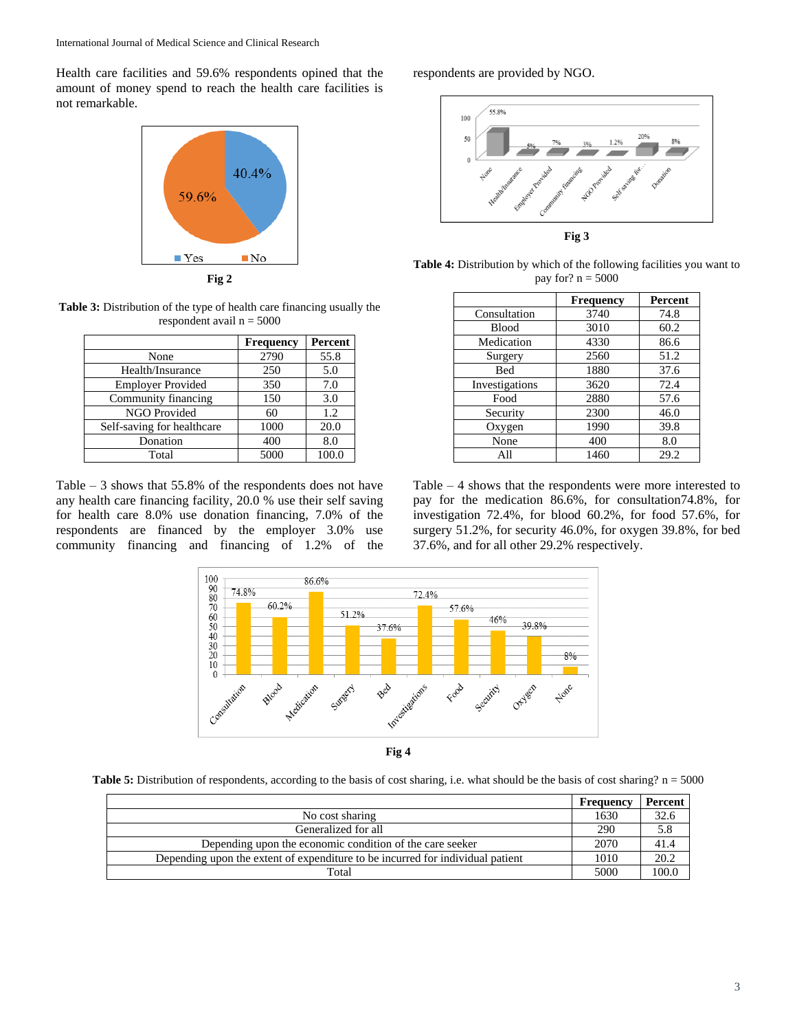Health care facilities and 59.6% respondents opined that the amount of money spend to reach the health care facilities is not remarkable.

Fig 2

**Table 3:** Distribution of the type of health care financing usually the respondent avail n = 5000

| | Frequency | Percent |
|---|---|---|
| None | 2790 | 55.8 |
| Health/Insurance | 250 | 5.0 |
| Employer Provided | 350 | 7.0 |
| Community financing | 150 | 3.0 |
| NGO Provided | 60 | 1.2 |
| Self-saving for healthcare | 1000 | 20.0 |
| Donation | 400 | 8.0 |
| Total | 5000 | 100.0 |

Table – 3 shows that 55.8% of the respondents does not have any health care financing facility, 20.0 % use their self saving for health care 8.0% use donation financing, 7.0% of the respondents are financed by the employer 3.0% use community financing and financing of 1.2% of the respondents are provided by NGO.

Fig 3

**Table 4:** Distribution by which of the following facilities you want to pay for? n = 5000

| | Frequency | Percent |
|---|---|---|
| Consultation | 3740 | 74.8 |
| Blood | 3010 | 60.2 |
| Medication | 4330 | 86.6 |
| Surgery | 2560 | 51.2 |
| Bed | 1880 | 37.6 |
| Investigations | 3620 | 72.4 |
| Food | 2880 | 57.6 |
| Security | 2300 | 46.0 |
| Oxygen | 1990 | 39.8 |
| None | 400 | 8.0 |
| All | 1460 | 29.2 |

Table – 4 shows that the respondents were more interested to pay for the medication 86.6%, for consultation74.8%, for investigation 72.4%, for blood 60.2%, for food 57.6%, for surgery 51.2%, for security 46.0%, for oxygen 39.8%, for bed 37.6%, and for all other 29.2% respectively.

Fig 4

**Table 5:** Distribution of respondents, according to the basis of cost sharing, i.e. what should be the basis of cost sharing? n = 5000

| | Frequency | Percent |
|---|---|---|
| No cost sharing | 1630 | 32.6 |
| Generalized for all | 290 | 5.8 |
| Depending upon the economic condition of the care seeker | 2070 | 41.4 |
| Depending upon the extent of expenditure to be incurred for individual patient | 1010 | 20.2 |
| Total | 5000 | 100.0 |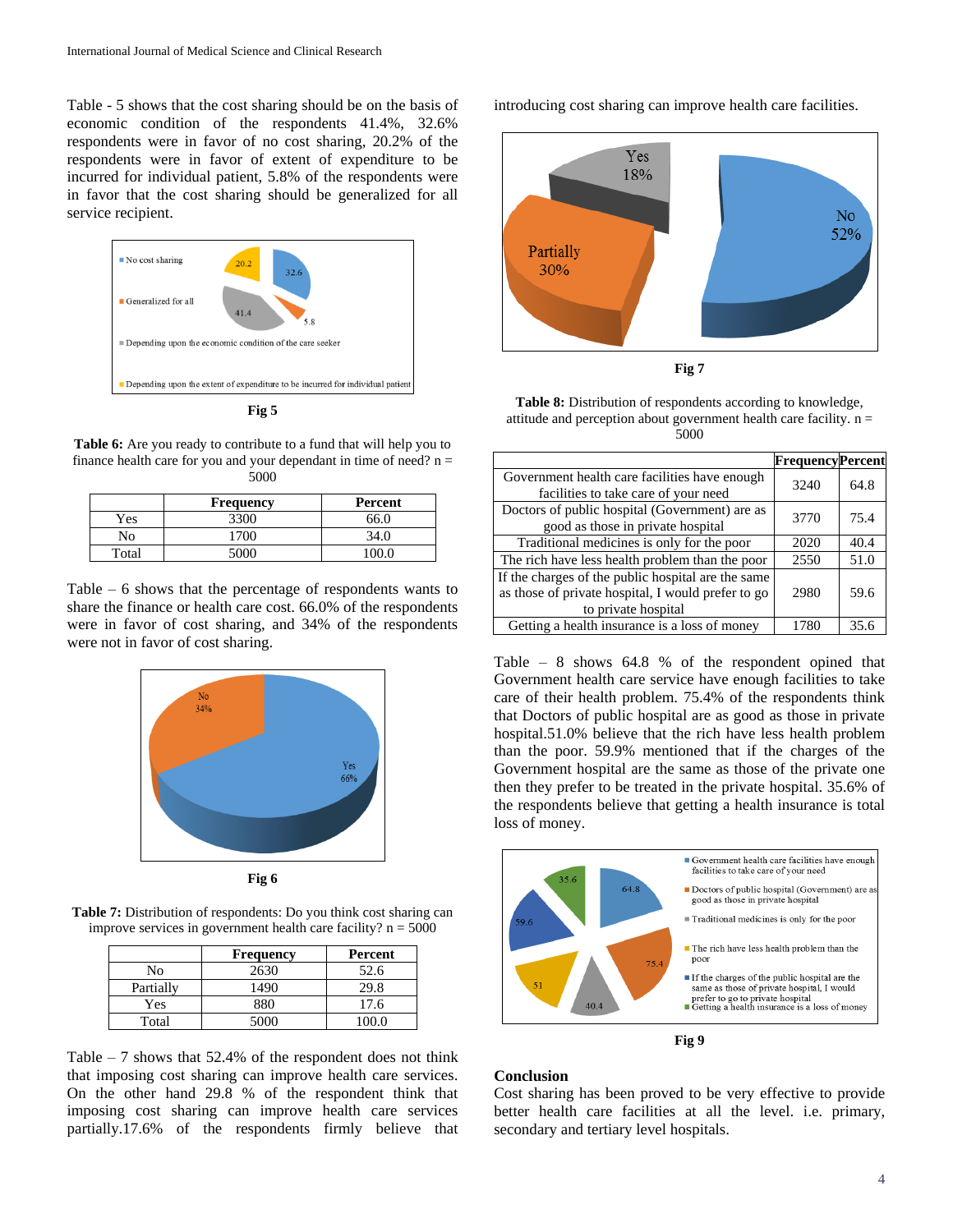Table - 5 shows that the cost sharing should be on the basis of economic condition of the respondents 41.4%, 32.6% respondents were in favor of no cost sharing, 20.2% of the respondents were in favor of extent of expenditure to be incurred for individual patient, 5.8% of the respondents were in favor that the cost sharing should be generalized for all service recipient.

Fig 5

**Table 6:** Are you ready to contribute to a fund that will help you to finance health care for you and your dependant in time of need? n = 5000

| | Frequency | Percent |
|---|---|---|
| Yes | 3300 | 66.0 |
| No | 1700 | 34.0 |
| Total | 5000 | 100.0 |

Table – 6 shows that the percentage of respondents wants to share the finance or health care cost. 66.0% of the respondents were in favor of cost sharing, and 34% of the respondents were not in favor of cost sharing.

Fig 6

**Table 7:** Distribution of respondents: Do you think cost sharing can improve services in government health care facility? n = 5000

| | Frequency | Percent |
|---|---|---|
| No | 2630 | 52.6 |
| Partially | 1490 | 29.8 |
| Yes | 880 | 17.6 |
| Total | 5000 | 100.0 |

Table – 7 shows that 52.4% of the respondent does not think that imposing cost sharing can improve health care services. On the other hand 29.8 % of the respondent think that imposing cost sharing can improve health care services partially.17.6% of the respondents firmly believe that introducing cost sharing can improve health care facilities.

Fig 7

**Table 8:** Distribution of respondents according to knowledge, attitude and perception about government health care facility. n = 5000

| | Frequency | Percent |
|---|---|---|
| Government health care facilities have enough facilities to take care of your need | 3240 | 64.8 |
| Doctors of public hospital (Government) are as good as those in private hospital | 3770 | 75.4 |
| Traditional medicines is only for the poor | 2020 | 40.4 |
| The rich have less health problem than the poor | 2550 | 51.0 |
| If the charges of the public hospital are the same as those of private hospital, I would prefer to go to private hospital | 2980 | 59.6 |
| Getting a health insurance is a loss of money | 1780 | 35.6 |

Table – 8 shows 64.8 % of the respondent opined that Government health care service have enough facilities to take care of their health problem. 75.4% of the respondents think that Doctors of public hospital are as good as those in private hospital.51.0% believe that the rich have less health problem than the poor. 59.9% mentioned that if the charges of the Government hospital are the same as those of the private one then they prefer to be treated in the private hospital. 35.6% of the respondents believe that getting a health insurance is total loss of money.

Fig 9

## Conclusion

Cost sharing has been proved to be very effective to provide better health care facilities at all the level. i.e. primary, secondary and tertiary level hospitals.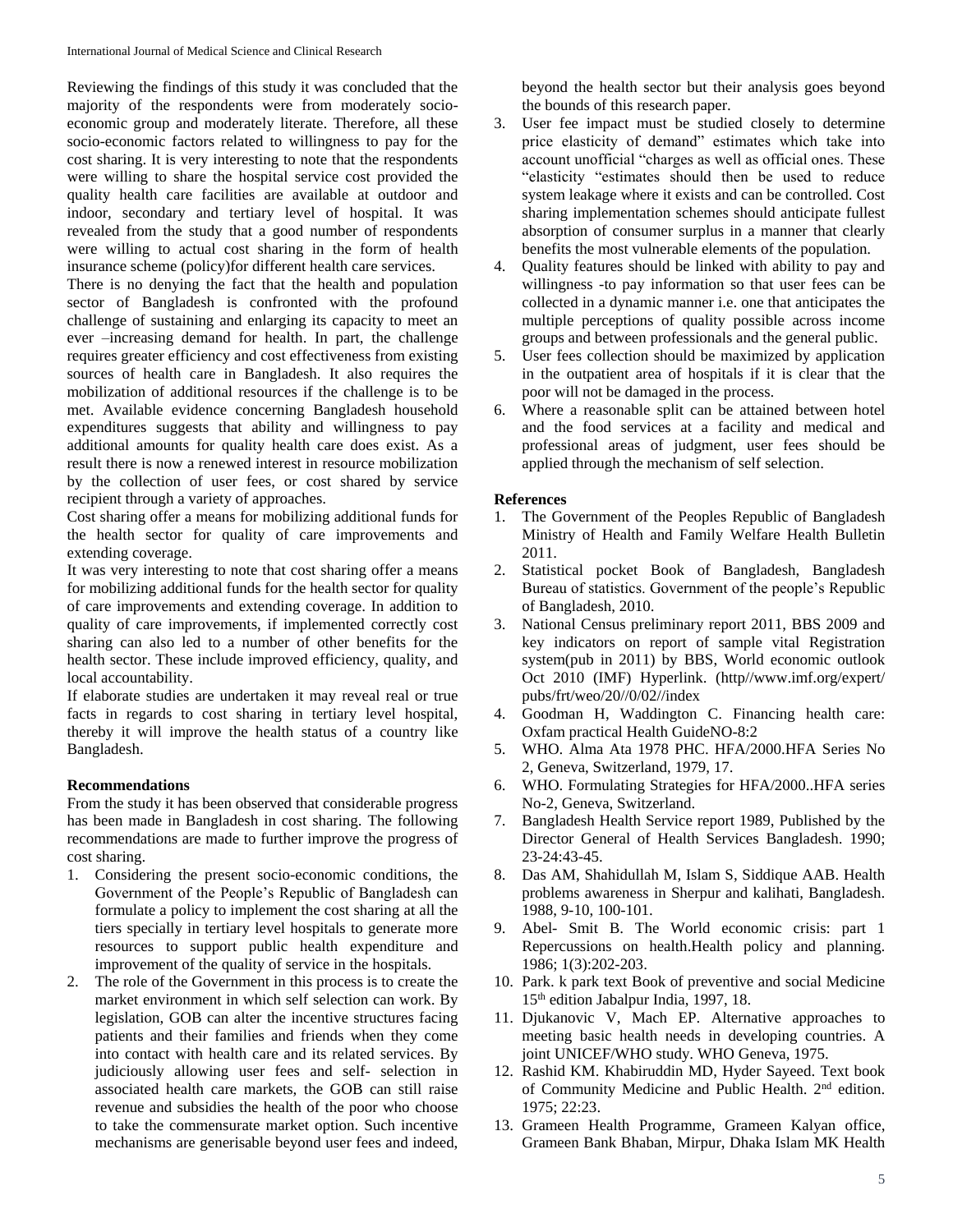Reviewing the findings of this study it was concluded that the majority of the respondents were from moderately socio-economic group and moderately literate. Therefore, all these socio-economic factors related to willingness to pay for the cost sharing. It is very interesting to note that the respondents were willing to share the hospital service cost provided the quality health care facilities are available at outdoor and indoor, secondary and tertiary level of hospital. It was revealed from the study that a good number of respondents were willing to actual cost sharing in the form of health insurance scheme (policy)for different health care services.

There is no denying the fact that the health and population sector of Bangladesh is confronted with the profound challenge of sustaining and enlarging its capacity to meet an ever –increasing demand for health. In part, the challenge requires greater efficiency and cost effectiveness from existing sources of health care in Bangladesh. It also requires the mobilization of additional resources if the challenge is to be met. Available evidence concerning Bangladesh household expenditures suggests that ability and willingness to pay additional amounts for quality health care does exist. As a result there is now a renewed interest in resource mobilization by the collection of user fees, or cost shared by service recipient through a variety of approaches.

Cost sharing offer a means for mobilizing additional funds for the health sector for quality of care improvements and extending coverage.

It was very interesting to note that cost sharing offer a means for mobilizing additional funds for the health sector for quality of care improvements and extending coverage. In addition to quality of care improvements, if implemented correctly cost sharing can also led to a number of other benefits for the health sector. These include improved efficiency, quality, and local accountability.

If elaborate studies are undertaken it may reveal real or true facts in regards to cost sharing in tertiary level hospital, thereby it will improve the health status of a country like Bangladesh.

**Recommendations**

From the study it has been observed that considerable progress has been made in Bangladesh in cost sharing. The following recommendations are made to further improve the progress of cost sharing.

1. Considering the present socio-economic conditions, the Government of the People's Republic of Bangladesh can formulate a policy to implement the cost sharing at all the tiers specially in tertiary level hospitals to generate more resources to support public health expenditure and improvement of the quality of service in the hospitals.
2. The role of the Government in this process is to create the market environment in which self selection can work. By legislation, GOB can alter the incentive structures facing patients and their families and friends when they come into contact with health care and its related services. By judiciously allowing user fees and self- selection in associated health care markets, the GOB can still raise revenue and subsidies the health of the poor who choose to take the commensurate market option. Such incentive mechanisms are generisable beyond user fees and indeed, beyond the health sector but their analysis goes beyond the bounds of this research paper.
3. User fee impact must be studied closely to determine price elasticity of demand" estimates which take into account unofficial "charges as well as official ones. These "elasticity "estimates should then be used to reduce system leakage where it exists and can be controlled. Cost sharing implementation schemes should anticipate fullest absorption of consumer surplus in a manner that clearly benefits the most vulnerable elements of the population.
4. Quality features should be linked with ability to pay and willingness -to pay information so that user fees can be collected in a dynamic manner i.e. one that anticipates the multiple perceptions of quality possible across income groups and between professionals and the general public.
5. User fees collection should be maximized by application in the outpatient area of hospitals if it is clear that the poor will not be damaged in the process.
6. Where a reasonable split can be attained between hotel and the food services at a facility and medical and professional areas of judgment, user fees should be applied through the mechanism of self selection.

**References**

1. The Government of the Peoples Republic of Bangladesh Ministry of Health and Family Welfare Health Bulletin 2011.
2. Statistical pocket Book of Bangladesh, Bangladesh Bureau of statistics. Government of the people's Republic of Bangladesh, 2010.
3. National Census preliminary report 2011, BBS 2009 and key indicators on report of sample vital Registration system(pub in 2011) by BBS, World economic outlook Oct 2010 (IMF) Hyperlink. (http//www.imf.org/expert/pubs/frt/weo/20//0/02//index
4. Goodman H, Waddington C. Financing health care: Oxfam practical Health GuideNO-8:2
5. WHO. Alma Ata 1978 PHC. HFA/2000.HFA Series No 2, Geneva, Switzerland, 1979, 17.
6. WHO. Formulating Strategies for HFA/2000..HFA series No-2, Geneva, Switzerland.
7. Bangladesh Health Service report 1989, Published by the Director General of Health Services Bangladesh. 1990; 23-24:43-45.
8. Das AM, Shahidullah M, Islam S, Siddique AAB. Health problems awareness in Sherpur and kalihati, Bangladesh. 1988, 9-10, 100-101.
9. Abel- Smit B. The World economic crisis: part 1 Repercussions on health.Health policy and planning. 1986; 1(3):202-203.
10. Park. k park text Book of preventive and social Medicine 15th edition Jabalpur India, 1997, 18.
11. Djukanovic V, Mach EP. Alternative approaches to meeting basic health needs in developing countries. A joint UNICEF/WHO study. WHO Geneva, 1975.
12. Rashid KM. Khabiruddin MD, Hyder Sayeed. Text book of Community Medicine and Public Health. 2nd edition. 1975; 22:23.
13. Grameen Health Programme, Grameen Kalyan office, Grameen Bank Bhaban, Mirpur, Dhaka Islam MK Health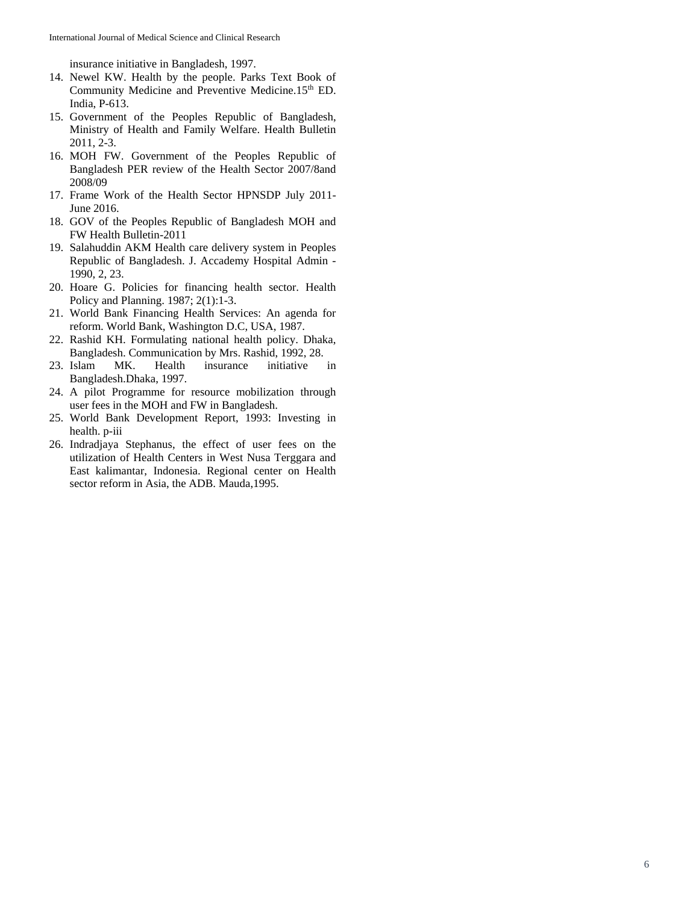insurance initiative in Bangladesh, 1997.

14. Newel KW. Health by the people. Parks Text Book of Community Medicine and Preventive Medicine.15th ED. India, P-613.
15. Government of the Peoples Republic of Bangladesh, Ministry of Health and Family Welfare. Health Bulletin 2011, 2-3.
16. MOH FW. Government of the Peoples Republic of Bangladesh PER review of the Health Sector 2007/8and 2008/09
17. Frame Work of the Health Sector HPNSDP July 2011-June 2016.
18. GOV of the Peoples Republic of Bangladesh MOH and FW Health Bulletin-2011
19. Salahuddin AKM Health care delivery system in Peoples Republic of Bangladesh. J. Accademy Hospital Admin - 1990, 2, 23.
20. Hoare G. Policies for financing health sector. Health Policy and Planning. 1987; 2(1):1-3.
21. World Bank Financing Health Services: An agenda for reform. World Bank, Washington D.C, USA, 1987.
22. Rashid KH. Formulating national health policy. Dhaka, Bangladesh. Communication by Mrs. Rashid, 1992, 28.
23. Islam MK. Health insurance initiative in Bangladesh.Dhaka, 1997.
24. A pilot Programme for resource mobilization through user fees in the MOH and FW in Bangladesh.
25. World Bank Development Report, 1993: Investing in health. p-iii
26. Indradjaya Stephanus, the effect of user fees on the utilization of Health Centers in West Nusa Terggara and East kalimantar, Indonesia. Regional center on Health sector reform in Asia, the ADB. Mauda,1995.